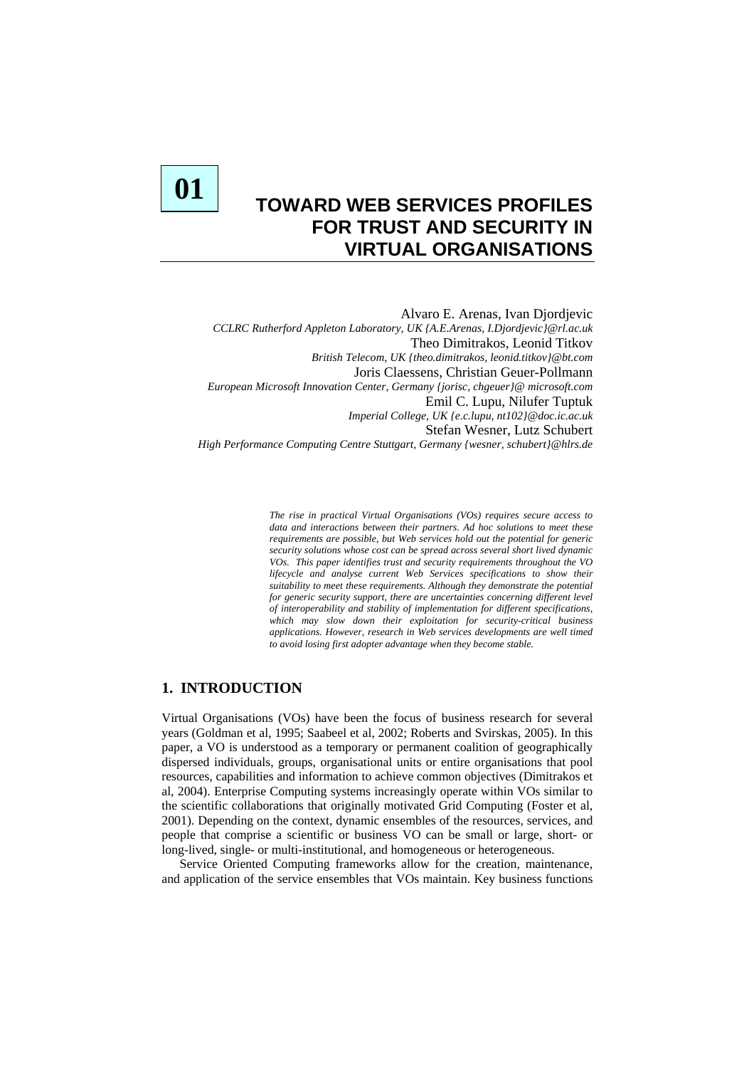**01**

# TOWARD WEB SERVICES PROFILES FOR TRUST AND SECURITY IN VIRTUAL ORGANISATIONS

Alvaro E. Arenas, Ivan Djordjevic
*CCLRC Rutherford Appleton Laboratory, UK {A.E.Arenas, I.Djordjevic}@rl.ac.uk*
Theo Dimitrakos, Leonid Titkov
*British Telecom, UK {theo.dimitrakos, leonid.titkov}@bt.com*
Joris Claessens, Christian Geuer-Pollmann
*European Microsoft Innovation Center, Germany {jorisc, chgeuer}@ microsoft.com*
Emil C. Lupu, Nilufer Tuptuk
*Imperial College, UK {e.c.lupu, nt102}@doc.ic.ac.uk*
Stefan Wesner, Lutz Schubert
*High Performance Computing Centre Stuttgart, Germany {wesner, schubert}@hlrs.de*

*The rise in practical Virtual Organisations (VOs) requires secure access to data and interactions between their partners. Ad hoc solutions to meet these requirements are possible, but Web services hold out the potential for generic security solutions whose cost can be spread across several short lived dynamic VOs. This paper identifies trust and security requirements throughout the VO lifecycle and analyse current Web Services specifications to show their suitability to meet these requirements. Although they demonstrate the potential for generic security support, there are uncertainties concerning different level of interoperability and stability of implementation for different specifications, which may slow down their exploitation for security-critical business applications. However, research in Web services developments are well timed to avoid losing first adopter advantage when they become stable.*

## 1. INTRODUCTION

Virtual Organisations (VOs) have been the focus of business research for several years (Goldman et al, 1995; Saabeel et al, 2002; Roberts and Svirskas, 2005). In this paper, a VO is understood as a temporary or permanent coalition of geographically dispersed individuals, groups, organisational units or entire organisations that pool resources, capabilities and information to achieve common objectives (Dimitrakos et al, 2004). Enterprise Computing systems increasingly operate within VOs similar to the scientific collaborations that originally motivated Grid Computing (Foster et al, 2001). Depending on the context, dynamic ensembles of the resources, services, and people that comprise a scientific or business VO can be small or large, short- or long-lived, single- or multi-institutional, and homogeneous or heterogeneous.

Service Oriented Computing frameworks allow for the creation, maintenance, and application of the service ensembles that VOs maintain. Key business functions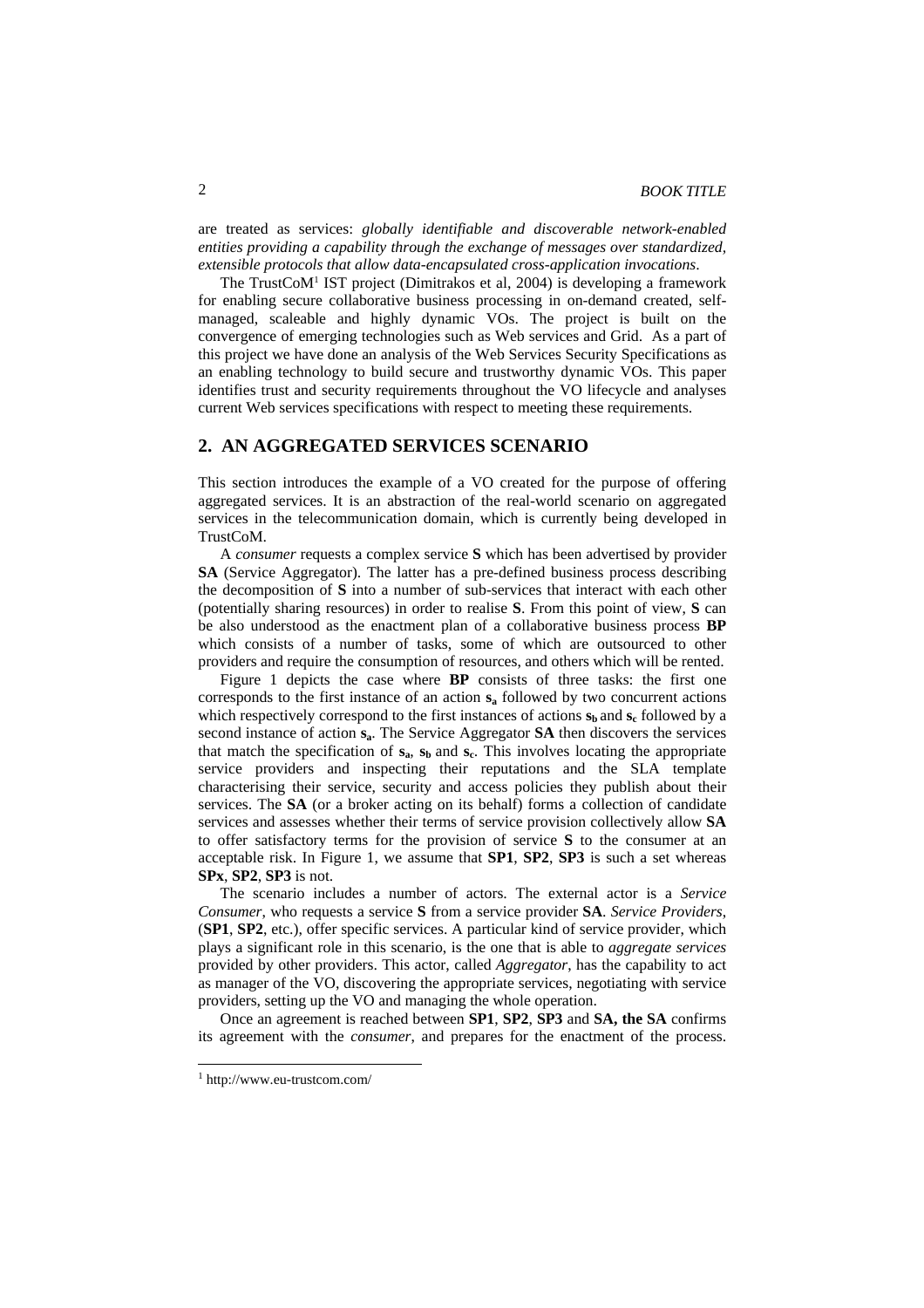are treated as services: *globally identifiable and discoverable network-enabled entities providing a capability through the exchange of messages over standardized, extensible protocols that allow data-encapsulated cross-application invocations*.

The TrustCoM[1] IST project (Dimitrakos et al, 2004) is developing a framework for enabling secure collaborative business processing in on-demand created, self-managed, scaleable and highly dynamic VOs. The project is built on the convergence of emerging technologies such as Web services and Grid. As a part of this project we have done an analysis of the Web Services Security Specifications as an enabling technology to build secure and trustworthy dynamic VOs. This paper identifies trust and security requirements throughout the VO lifecycle and analyses current Web services specifications with respect to meeting these requirements.

## 2. AN AGGREGATED SERVICES SCENARIO

This section introduces the example of a VO created for the purpose of offering aggregated services. It is an abstraction of the real-world scenario on aggregated services in the telecommunication domain, which is currently being developed in TrustCoM.

A *consumer* requests a complex service **S** which has been advertised by provider **SA** (Service Aggregator). The latter has a pre-defined business process describing the decomposition of **S** into a number of sub-services that interact with each other (potentially sharing resources) in order to realise **S**. From this point of view, **S** can be also understood as the enactment plan of a collaborative business process **BP** which consists of a number of tasks, some of which are outsourced to other providers and require the consumption of resources, and others which will be rented.

Figure 1 depicts the case where **BP** consists of three tasks: the first one corresponds to the first instance of an action $\mathbf{s_a}$ followed by two concurrent actions which respectively correspond to the first instances of actions $\mathbf{s_b}$ and $\mathbf{s_c}$ followed by a second instance of action $\mathbf{s_a}$. The Service Aggregator **SA** then discovers the services that match the specification of $\mathbf{s_a}$, $\mathbf{s_b}$ and $\mathbf{s_c}$. This involves locating the appropriate service providers and inspecting their reputations and the SLA template characterising their service, security and access policies they publish about their services. The **SA** (or a broker acting on its behalf) forms a collection of candidate services and assesses whether their terms of service provision collectively allow **SA** to offer satisfactory terms for the provision of service **S** to the consumer at an acceptable risk. In Figure 1, we assume that **SP1**, **SP2**, **SP3** is such a set whereas **SPx**, **SP2**, **SP3** is not.

The scenario includes a number of actors. The external actor is a *Service Consumer*, who requests a service **S** from a service provider **SA**. *Service Providers*, (**SP1**, **SP2**, etc.), offer specific services. A particular kind of service provider, which plays a significant role in this scenario, is the one that is able to *aggregate services* provided by other providers. This actor, called *Aggregator*, has the capability to act as manager of the VO, discovering the appropriate services, negotiating with service providers, setting up the VO and managing the whole operation.

Once an agreement is reached between **SP1**, **SP2**, **SP3** and **SA, the SA** confirms its agreement with the *consumer*, and prepares for the enactment of the process.

[1] http://www.eu-trustcom.com/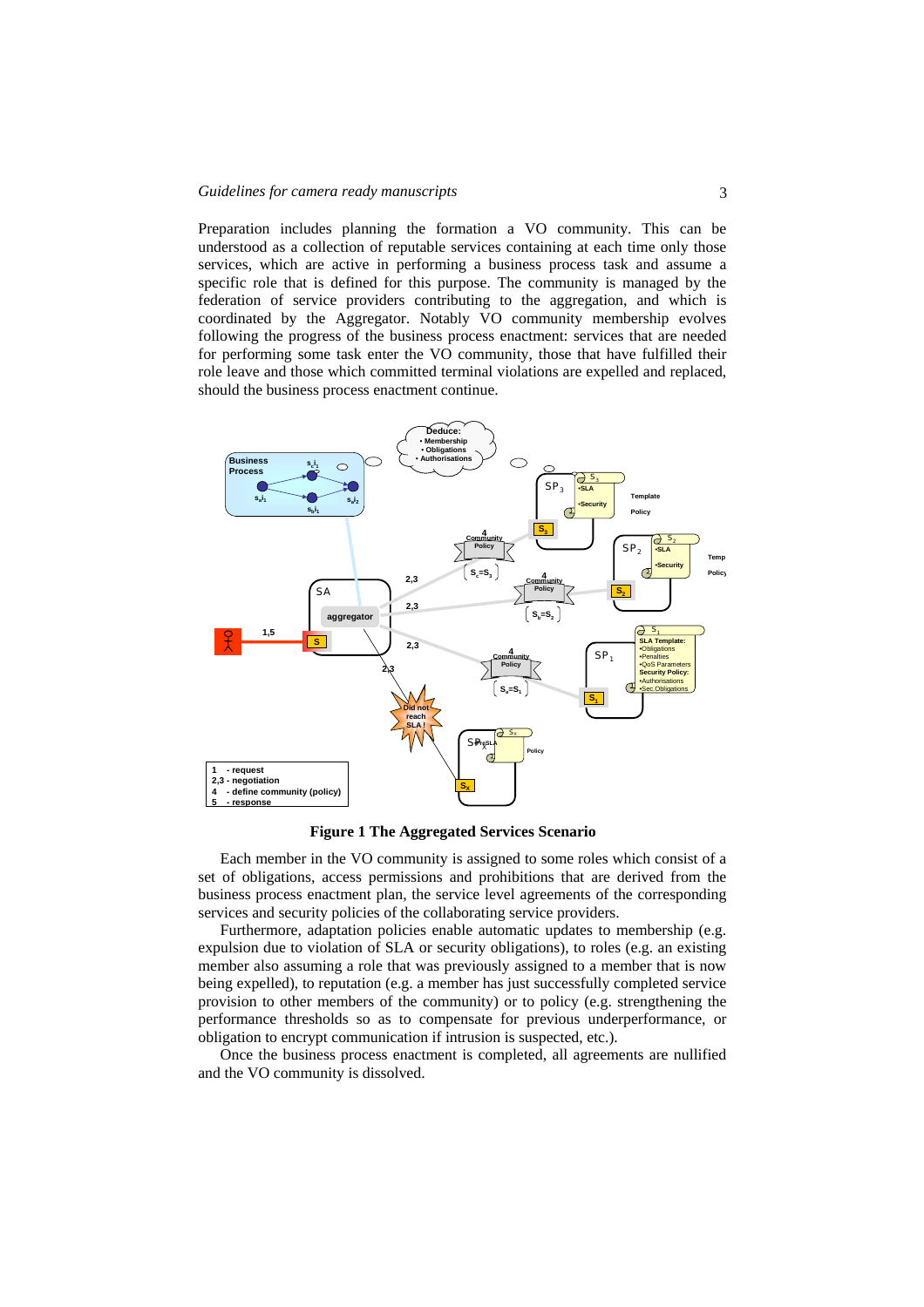Preparation includes planning the formation a VO community. This can be understood as a collection of reputable services containing at each time only those services, which are active in performing a business process task and assume a specific role that is defined for this purpose. The community is managed by the federation of service providers contributing to the aggregation, and which is coordinated by the Aggregator. Notably VO community membership evolves following the progress of the business process enactment: services that are needed for performing some task enter the VO community, those that have fulfilled their role leave and those which committed terminal violations are expelled and replaced, should the business process enactment continue.

Deduce:
• Membership
• Obligations
• Authorisations

Business Process

SA

aggregator

S

1,5

2,3

2,3

2,3

2,3

4 Community Policy

$S_c=S_3$

4 Community Policy

$S_b=S_2$

4 Community Policy

$S_a=S_1$

$SP_3$

•SLA
•Security

Template
Policy

$S_3$

$SP_2$

•SLA
•Security

Temp
Policy

$S_2$

$SP_1$

SLA Template:
•Obligations
•Penalties
•QoS Parameters
Security Policy:
•Authorisations
•Sec.Obligations

$S_1$

Did not reach SLA !

$SP_x$

Policy

$S_x$

1 - request
2,3 - negotiation
4 - define community (policy)
5 - response

**Figure 1 The Aggregated Services Scenario**

Each member in the VO community is assigned to some roles which consist of a set of obligations, access permissions and prohibitions that are derived from the business process enactment plan, the service level agreements of the corresponding services and security policies of the collaborating service providers.

Furthermore, adaptation policies enable automatic updates to membership (e.g. expulsion due to violation of SLA or security obligations), to roles (e.g. an existing member also assuming a role that was previously assigned to a member that is now being expelled), to reputation (e.g. a member has just successfully completed service provision to other members of the community) or to policy (e.g. strengthening the performance thresholds so as to compensate for previous underperformance, or obligation to encrypt communication if intrusion is suspected, etc.).

Once the business process enactment is completed, all agreements are nullified and the VO community is dissolved.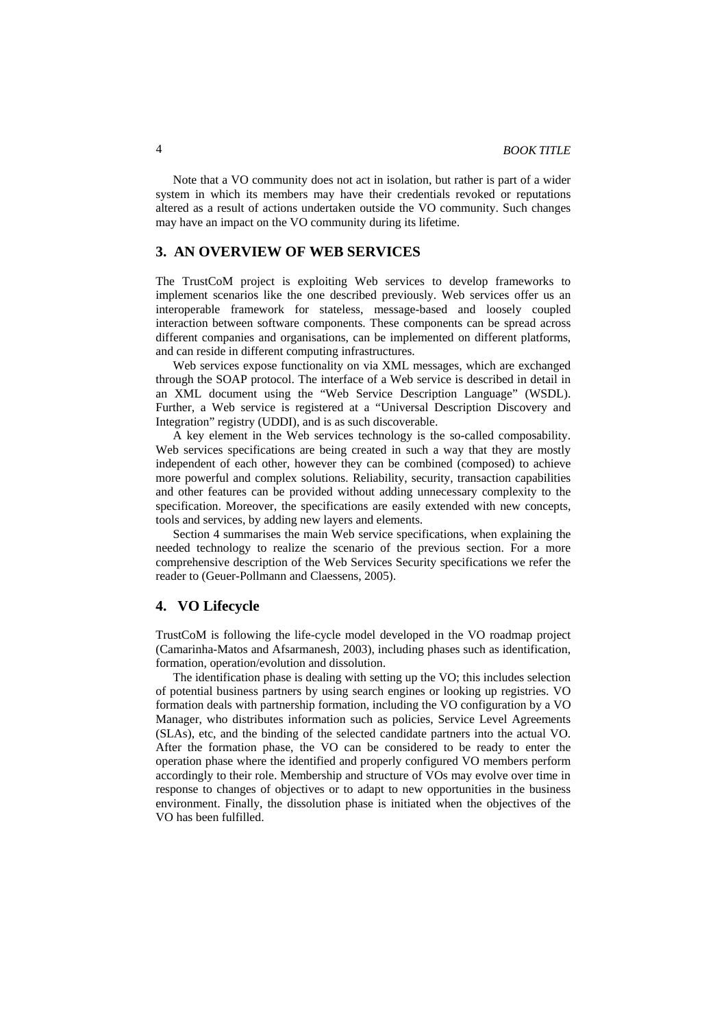Note that a VO community does not act in isolation, but rather is part of a wider system in which its members may have their credentials revoked or reputations altered as a result of actions undertaken outside the VO community. Such changes may have an impact on the VO community during its lifetime.

## 3. AN OVERVIEW OF WEB SERVICES

The TrustCoM project is exploiting Web services to develop frameworks to implement scenarios like the one described previously. Web services offer us an interoperable framework for stateless, message-based and loosely coupled interaction between software components. These components can be spread across different companies and organisations, can be implemented on different platforms, and can reside in different computing infrastructures.

Web services expose functionality on via XML messages, which are exchanged through the SOAP protocol. The interface of a Web service is described in detail in an XML document using the "Web Service Description Language" (WSDL). Further, a Web service is registered at a "Universal Description Discovery and Integration" registry (UDDI), and is as such discoverable.

A key element in the Web services technology is the so-called composability. Web services specifications are being created in such a way that they are mostly independent of each other, however they can be combined (composed) to achieve more powerful and complex solutions. Reliability, security, transaction capabilities and other features can be provided without adding unnecessary complexity to the specification. Moreover, the specifications are easily extended with new concepts, tools and services, by adding new layers and elements.

Section 4 summarises the main Web service specifications, when explaining the needed technology to realize the scenario of the previous section. For a more comprehensive description of the Web Services Security specifications we refer the reader to (Geuer-Pollmann and Claessens, 2005).

## 4. VO Lifecycle

TrustCoM is following the life-cycle model developed in the VO roadmap project (Camarinha-Matos and Afsarmanesh, 2003), including phases such as identification, formation, operation/evolution and dissolution.

The identification phase is dealing with setting up the VO; this includes selection of potential business partners by using search engines or looking up registries. VO formation deals with partnership formation, including the VO configuration by a VO Manager, who distributes information such as policies, Service Level Agreements (SLAs), etc, and the binding of the selected candidate partners into the actual VO. After the formation phase, the VO can be considered to be ready to enter the operation phase where the identified and properly configured VO members perform accordingly to their role. Membership and structure of VOs may evolve over time in response to changes of objectives or to adapt to new opportunities in the business environment. Finally, the dissolution phase is initiated when the objectives of the VO has been fulfilled.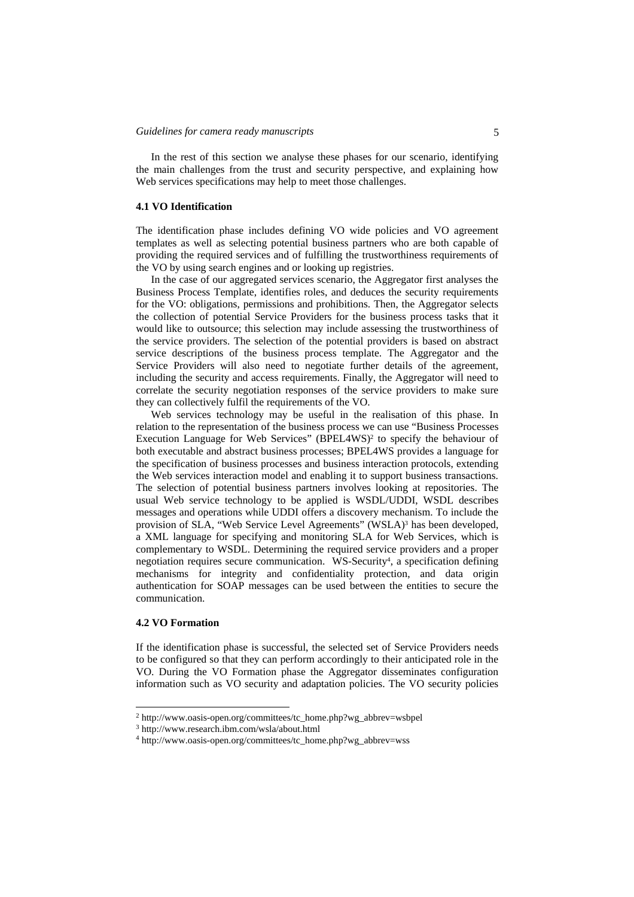In the rest of this section we analyse these phases for our scenario, identifying the main challenges from the trust and security perspective, and explaining how Web services specifications may help to meet those challenges.

### 4.1 VO Identification

The identification phase includes defining VO wide policies and VO agreement templates as well as selecting potential business partners who are both capable of providing the required services and of fulfilling the trustworthiness requirements of the VO by using search engines and or looking up registries.

In the case of our aggregated services scenario, the Aggregator first analyses the Business Process Template, identifies roles, and deduces the security requirements for the VO: obligations, permissions and prohibitions. Then, the Aggregator selects the collection of potential Service Providers for the business process tasks that it would like to outsource; this selection may include assessing the trustworthiness of the service providers. The selection of the potential providers is based on abstract service descriptions of the business process template. The Aggregator and the Service Providers will also need to negotiate further details of the agreement, including the security and access requirements. Finally, the Aggregator will need to correlate the security negotiation responses of the service providers to make sure they can collectively fulfil the requirements of the VO.

Web services technology may be useful in the realisation of this phase. In relation to the representation of the business process we can use "Business Processes Execution Language for Web Services" (BPEL4WS)[2] to specify the behaviour of both executable and abstract business processes; BPEL4WS provides a language for the specification of business processes and business interaction protocols, extending the Web services interaction model and enabling it to support business transactions. The selection of potential business partners involves looking at repositories. The usual Web service technology to be applied is WSDL/UDDI, WSDL describes messages and operations while UDDI offers a discovery mechanism. To include the provision of SLA, "Web Service Level Agreements" (WSLA)[3] has been developed, a XML language for specifying and monitoring SLA for Web Services, which is complementary to WSDL. Determining the required service providers and a proper negotiation requires secure communication. WS-Security[4], a specification defining mechanisms for integrity and confidentiality protection, and data origin authentication for SOAP messages can be used between the entities to secure the communication.

### 4.2 VO Formation

If the identification phase is successful, the selected set of Service Providers needs to be configured so that they can perform accordingly to their anticipated role in the VO. During the VO Formation phase the Aggregator disseminates configuration information such as VO security and adaptation policies. The VO security policies

---

[2] http://www.oasis-open.org/committees/tc_home.php?wg_abbrev=wsbpel

[3] http://www.research.ibm.com/wsla/about.html

[4] http://www.oasis-open.org/committees/tc_home.php?wg_abbrev=wss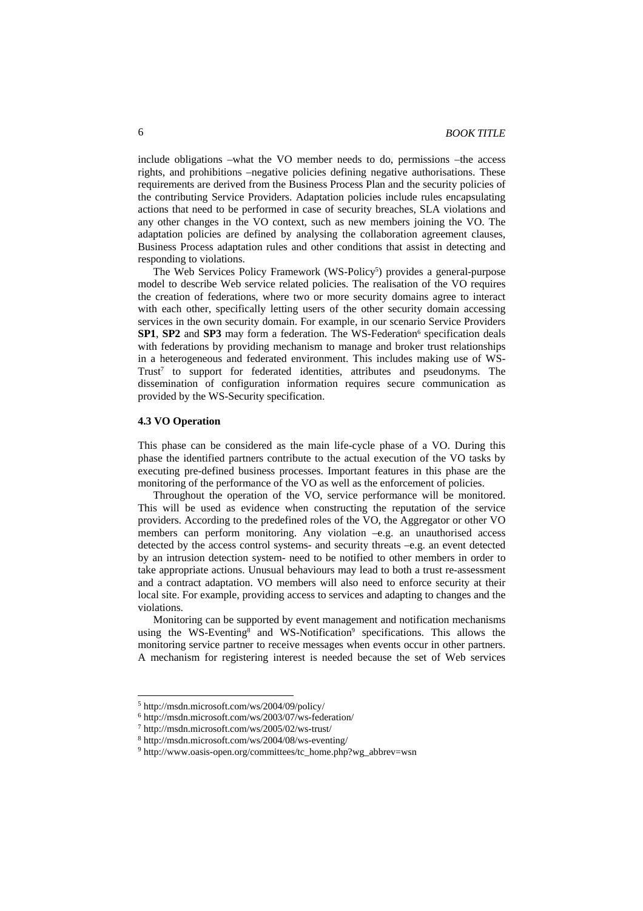include obligations –what the VO member needs to do, permissions –the access rights, and prohibitions –negative policies defining negative authorisations. These requirements are derived from the Business Process Plan and the security policies of the contributing Service Providers. Adaptation policies include rules encapsulating actions that need to be performed in case of security breaches, SLA violations and any other changes in the VO context, such as new members joining the VO. The adaptation policies are defined by analysing the collaboration agreement clauses, Business Process adaptation rules and other conditions that assist in detecting and responding to violations.

The Web Services Policy Framework (WS-Policy[5]) provides a general-purpose model to describe Web service related policies. The realisation of the VO requires the creation of federations, where two or more security domains agree to interact with each other, specifically letting users of the other security domain accessing services in the own security domain. For example, in our scenario Service Providers **SP1**, **SP2** and **SP3** may form a federation. The WS-Federation[6] specification deals with federations by providing mechanism to manage and broker trust relationships in a heterogeneous and federated environment. This includes making use of WS-Trust[7] to support for federated identities, attributes and pseudonyms. The dissemination of configuration information requires secure communication as provided by the WS-Security specification.

### 4.3 VO Operation

This phase can be considered as the main life-cycle phase of a VO. During this phase the identified partners contribute to the actual execution of the VO tasks by executing pre-defined business processes. Important features in this phase are the monitoring of the performance of the VO as well as the enforcement of policies.

Throughout the operation of the VO, service performance will be monitored. This will be used as evidence when constructing the reputation of the service providers. According to the predefined roles of the VO, the Aggregator or other VO members can perform monitoring. Any violation –e.g. an unauthorised access detected by the access control systems- and security threats –e.g. an event detected by an intrusion detection system- need to be notified to other members in order to take appropriate actions. Unusual behaviours may lead to both a trust re-assessment and a contract adaptation. VO members will also need to enforce security at their local site. For example, providing access to services and adapting to changes and the violations.

Monitoring can be supported by event management and notification mechanisms using the WS-Eventing[8] and WS-Notification[9] specifications. This allows the monitoring service partner to receive messages when events occur in other partners. A mechanism for registering interest is needed because the set of Web services

[5] http://msdn.microsoft.com/ws/2004/09/policy/

[6] http://msdn.microsoft.com/ws/2003/07/ws-federation/

[7] http://msdn.microsoft.com/ws/2005/02/ws-trust/

[8] http://msdn.microsoft.com/ws/2004/08/ws-eventing/

[9] http://www.oasis-open.org/committees/tc_home.php?wg_abbrev=wsn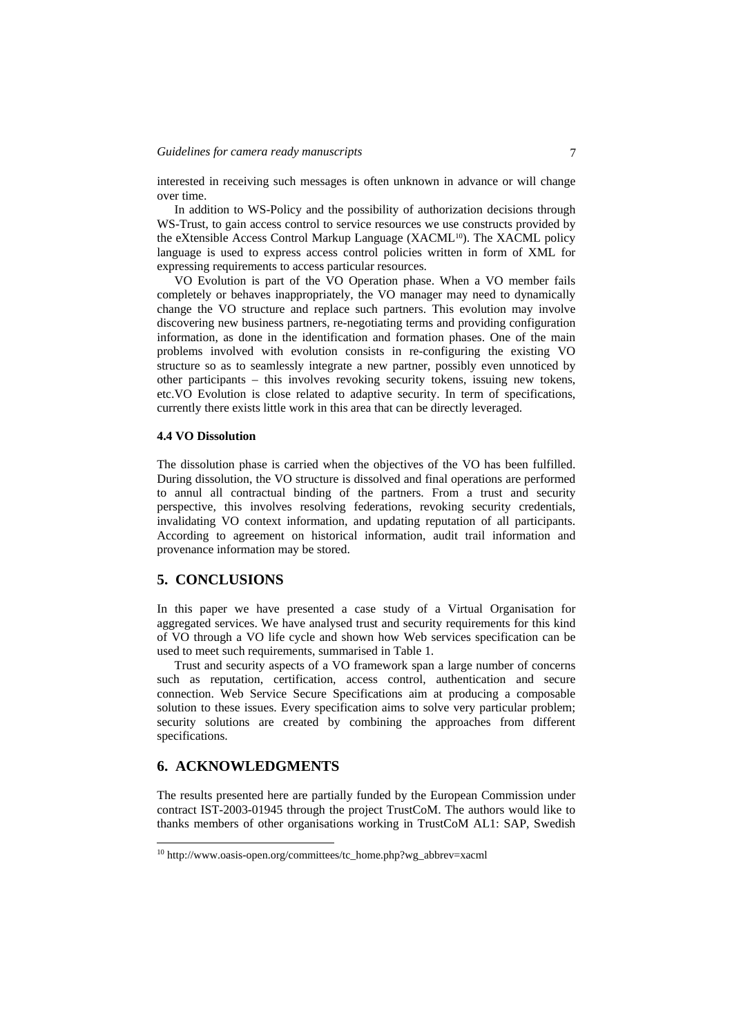interested in receiving such messages is often unknown in advance or will change over time.

In addition to WS-Policy and the possibility of authorization decisions through WS-Trust, to gain access control to service resources we use constructs provided by the eXtensible Access Control Markup Language (XACML[10]). The XACML policy language is used to express access control policies written in form of XML for expressing requirements to access particular resources.

VO Evolution is part of the VO Operation phase. When a VO member fails completely or behaves inappropriately, the VO manager may need to dynamically change the VO structure and replace such partners. This evolution may involve discovering new business partners, re-negotiating terms and providing configuration information, as done in the identification and formation phases. One of the main problems involved with evolution consists in re-configuring the existing VO structure so as to seamlessly integrate a new partner, possibly even unnoticed by other participants – this involves revoking security tokens, issuing new tokens, etc.VO Evolution is close related to adaptive security. In term of specifications, currently there exists little work in this area that can be directly leveraged.

### 4.4 VO Dissolution

The dissolution phase is carried when the objectives of the VO has been fulfilled. During dissolution, the VO structure is dissolved and final operations are performed to annul all contractual binding of the partners. From a trust and security perspective, this involves resolving federations, revoking security credentials, invalidating VO context information, and updating reputation of all participants. According to agreement on historical information, audit trail information and provenance information may be stored.

## 5. CONCLUSIONS

In this paper we have presented a case study of a Virtual Organisation for aggregated services. We have analysed trust and security requirements for this kind of VO through a VO life cycle and shown how Web services specification can be used to meet such requirements, summarised in Table 1.

Trust and security aspects of a VO framework span a large number of concerns such as reputation, certification, access control, authentication and secure connection. Web Service Secure Specifications aim at producing a composable solution to these issues. Every specification aims to solve very particular problem; security solutions are created by combining the approaches from different specifications.

## 6. ACKNOWLEDGMENTS

The results presented here are partially funded by the European Commission under contract IST-2003-01945 through the project TrustCoM. The authors would like to thanks members of other organisations working in TrustCoM AL1: SAP, Swedish

[10] http://www.oasis-open.org/committees/tc_home.php?wg_abbrev=xacml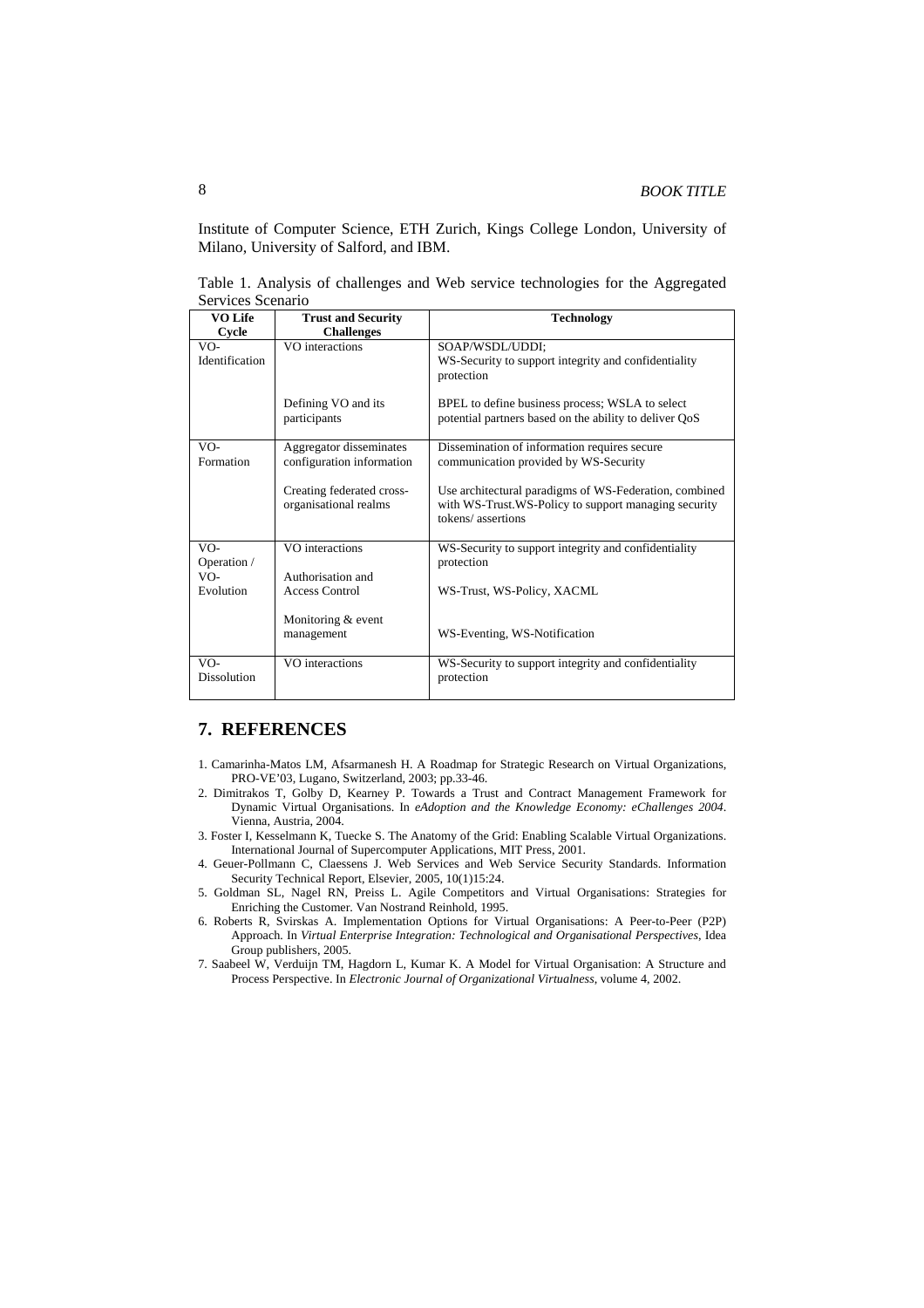Institute of Computer Science, ETH Zurich, Kings College London, University of Milano, University of Salford, and IBM.

Table 1. Analysis of challenges and Web service technologies for the Aggregated Services Scenario

| VO Life Cycle | Trust and Security Challenges | Technology |
|---|---|---|
| VO-Identification | VO interactions | SOAP/WSDL/UDDI; WS-Security to support integrity and confidentiality protection |
| | Defining VO and its participants | BPEL to define business process; WSLA to select potential partners based on the ability to deliver QoS |
| VO-Formation | Aggregator disseminates configuration information | Dissemination of information requires secure communication provided by WS-Security |
| | Creating federated cross-organisational realms | Use architectural paradigms of WS-Federation, combined with WS-Trust.WS-Policy to support managing security tokens/ assertions |
| VO-Operation / VO-Evolution | VO interactions | WS-Security to support integrity and confidentiality protection |
| | Authorisation and Access Control | WS-Trust, WS-Policy, XACML |
| | Monitoring & event management | WS-Eventing, WS-Notification |
| VO-Dissolution | VO interactions | WS-Security to support integrity and confidentiality protection |

## 7. REFERENCES

1. Camarinha-Matos LM, Afsarmanesh H. A Roadmap for Strategic Research on Virtual Organizations, PRO-VE'03, Lugano, Switzerland, 2003; pp.33-46.
2. Dimitrakos T, Golby D, Kearney P. Towards a Trust and Contract Management Framework for Dynamic Virtual Organisations. In *eAdoption and the Knowledge Economy: eChallenges 2004*. Vienna, Austria, 2004.
3. Foster I, Kesselmann K, Tuecke S. The Anatomy of the Grid: Enabling Scalable Virtual Organizations. International Journal of Supercomputer Applications, MIT Press, 2001.
4. Geuer-Pollmann C, Claessens J. Web Services and Web Service Security Standards. Information Security Technical Report, Elsevier, 2005, 10(1)15:24.
5. Goldman SL, Nagel RN, Preiss L. Agile Competitors and Virtual Organisations: Strategies for Enriching the Customer. Van Nostrand Reinhold, 1995.
6. Roberts R, Svirskas A. Implementation Options for Virtual Organisations: A Peer-to-Peer (P2P) Approach. In *Virtual Enterprise Integration: Technological and Organisational Perspectives*, Idea Group publishers, 2005.
7. Saabeel W, Verduijn TM, Hagdorn L, Kumar K. A Model for Virtual Organisation: A Structure and Process Perspective. In *Electronic Journal of Organizational Virtualness*, volume 4, 2002.